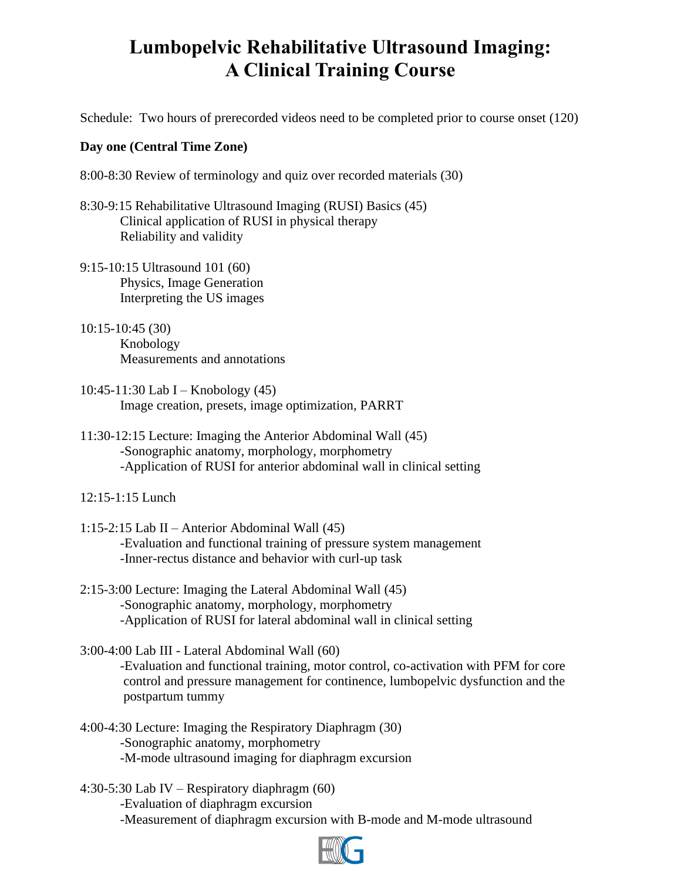# Lumbopelvic Rehabilitative Ultrasound Imaging: A Clinical Training Course

Schedule: Two hours of prerecorded videos need to be completed prior to course onset (120)

**Day one (Central Time Zone)**

8:00-8:30 Review of terminology and quiz over recorded materials (30)

8:30-9:15 Rehabilitative Ultrasound Imaging (RUSI) Basics (45)
Clinical application of RUSI in physical therapy
Reliability and validity

9:15-10:15 Ultrasound 101 (60)
Physics, Image Generation
Interpreting the US images

10:15-10:45 (30)
Knobology
Measurements and annotations

10:45-11:30 Lab I – Knobology (45)
Image creation, presets, image optimization, PARRT

11:30-12:15 Lecture: Imaging the Anterior Abdominal Wall (45)
-Sonographic anatomy, morphology, morphometry
-Application of RUSI for anterior abdominal wall in clinical setting

12:15-1:15 Lunch

1:15-2:15 Lab II – Anterior Abdominal Wall (45)
-Evaluation and functional training of pressure system management
-Inner-rectus distance and behavior with curl-up task

2:15-3:00 Lecture: Imaging the Lateral Abdominal Wall (45)
-Sonographic anatomy, morphology, morphometry
-Application of RUSI for lateral abdominal wall in clinical setting

3:00-4:00 Lab III - Lateral Abdominal Wall (60)
-Evaluation and functional training, motor control, co-activation with PFM for core control and pressure management for continence, lumbopelvic dysfunction and the postpartum tummy

4:00-4:30 Lecture: Imaging the Respiratory Diaphragm (30)
-Sonographic anatomy, morphometry
-M-mode ultrasound imaging for diaphragm excursion

4:30-5:30 Lab IV – Respiratory diaphragm (60)
-Evaluation of diaphragm excursion
-Measurement of diaphragm excursion with B-mode and M-mode ultrasound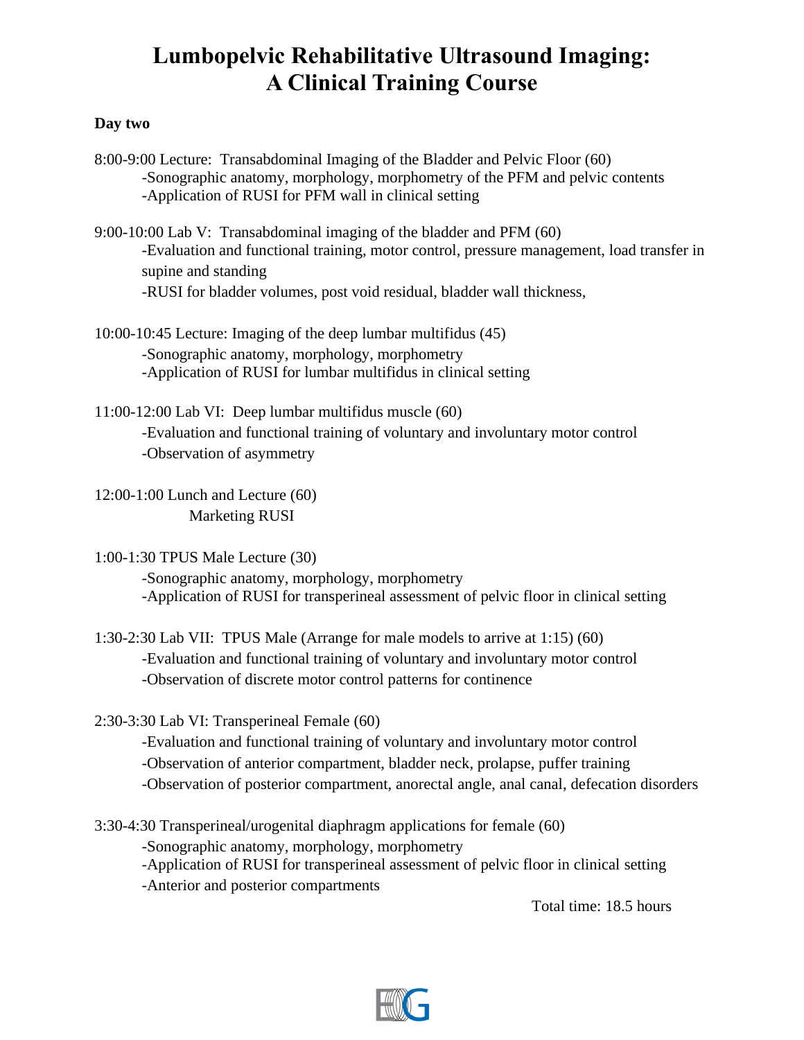# Lumbopelvic Rehabilitative Ultrasound Imaging: A Clinical Training Course

**Day two**

8:00-9:00 Lecture: Transabdominal Imaging of the Bladder and Pelvic Floor (60)
- Sonographic anatomy, morphology, morphometry of the PFM and pelvic contents
- Application of RUSI for PFM wall in clinical setting

9:00-10:00 Lab V: Transabdominal imaging of the bladder and PFM (60)
- Evaluation and functional training, motor control, pressure management, load transfer in supine and standing
- RUSI for bladder volumes, post void residual, bladder wall thickness,

10:00-10:45 Lecture: Imaging of the deep lumbar multifidus (45)
- Sonographic anatomy, morphology, morphometry
- Application of RUSI for lumbar multifidus in clinical setting

11:00-12:00 Lab VI: Deep lumbar multifidus muscle (60)
- Evaluation and functional training of voluntary and involuntary motor control
- Observation of asymmetry

12:00-1:00 Lunch and Lecture (60)
Marketing RUSI

1:00-1:30 TPUS Male Lecture (30)
- Sonographic anatomy, morphology, morphometry
- Application of RUSI for transperineal assessment of pelvic floor in clinical setting

1:30-2:30 Lab VII: TPUS Male (Arrange for male models to arrive at 1:15) (60)
- Evaluation and functional training of voluntary and involuntary motor control
- Observation of discrete motor control patterns for continence

2:30-3:30 Lab VI: Transperineal Female (60)
- Evaluation and functional training of voluntary and involuntary motor control
- Observation of anterior compartment, bladder neck, prolapse, puffer training
- Observation of posterior compartment, anorectal angle, anal canal, defecation disorders

3:30-4:30 Transperineal/urogenital diaphragm applications for female (60)
- Sonographic anatomy, morphology, morphometry
- Application of RUSI for transperineal assessment of pelvic floor in clinical setting
- Anterior and posterior compartments

Total time: 18.5 hours